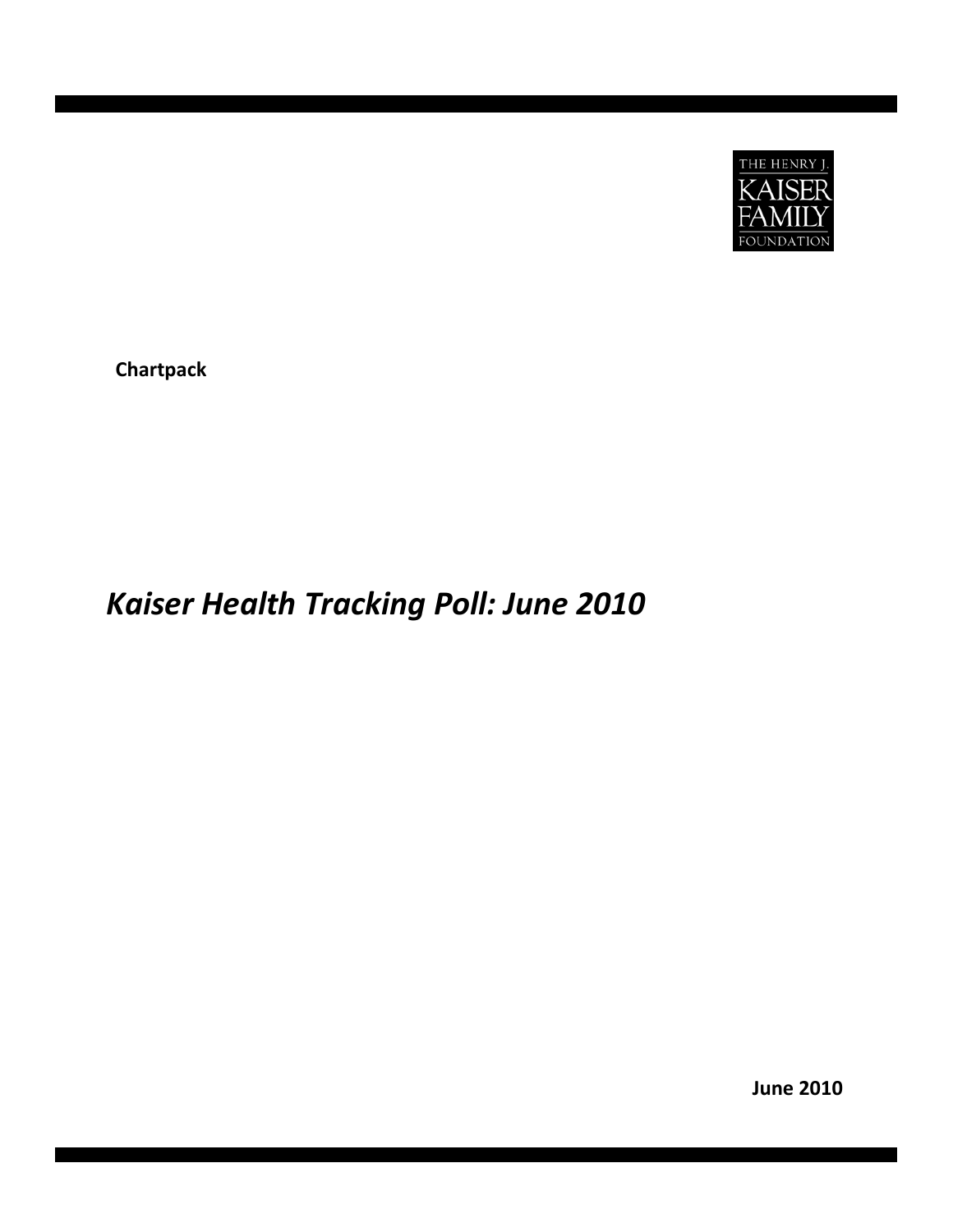THE HENRY J. KAISER FAMILY FOUNDATION

**Chartpack**

# *Kaiser Health Tracking Poll: June 2010*

**June 2010**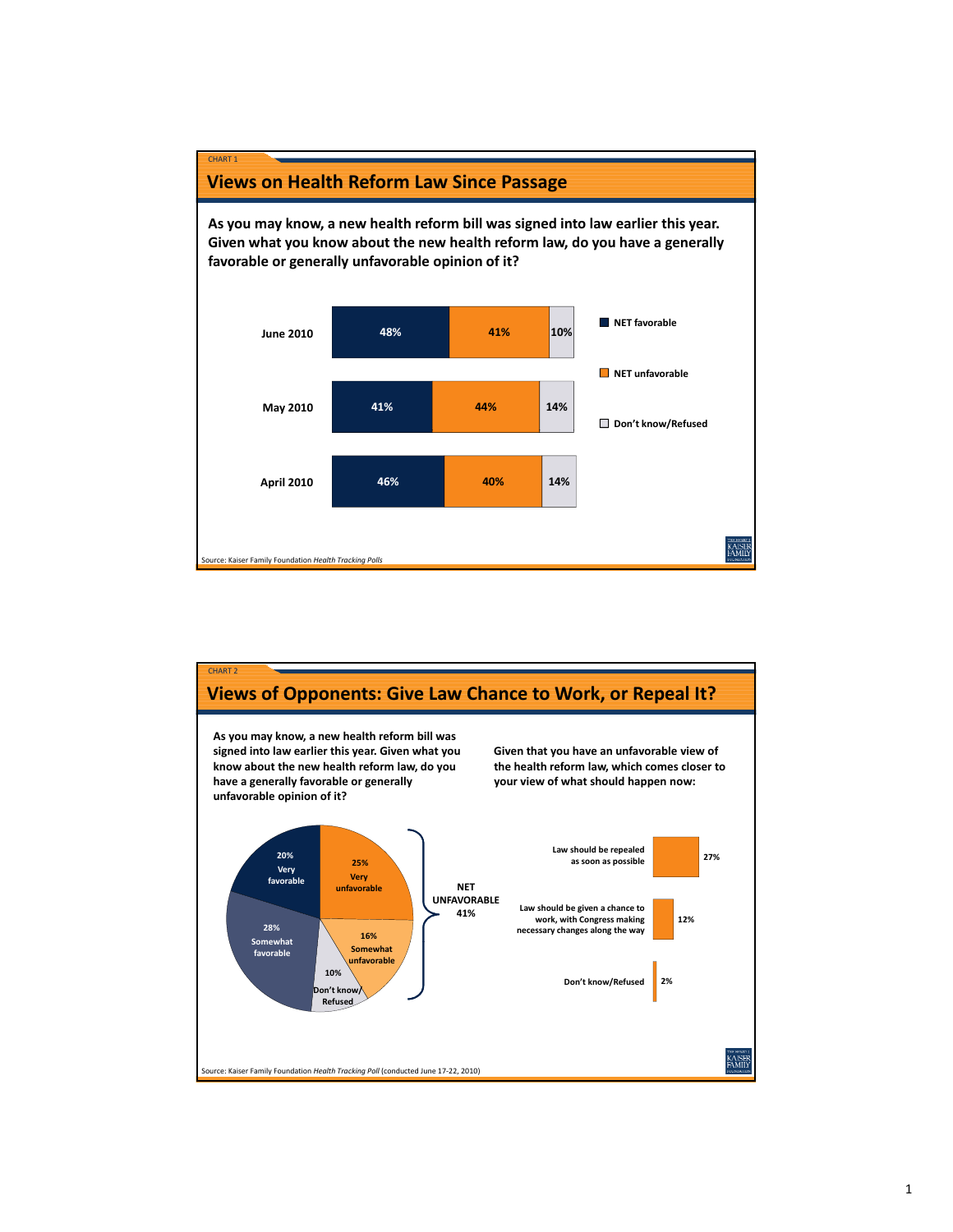CHART 1

## Views on Health Reform Law Since Passage

**As you may know, a new health reform bill was signed into law earlier this year. Given what you know about the new health reform law, do you have a generally favorable or generally unfavorable opinion of it?**

June 2010: 48% 41% 10%

May 2010: 41% 44% 14%

April 2010: 46% 40% 14%

NET favorable

NET unfavorable

Don't know/Refused

Source: Kaiser Family Foundation *Health Tracking Polls*

CHART 2

## Views of Opponents: Give Law Chance to Work, or Repeal It?

**As you may know, a new health reform bill was signed into law earlier this year. Given what you know about the new health reform law, do you have a generally favorable or generally unfavorable opinion of it?**

20% Very favorable

25% Very unfavorable

28% Somewhat favorable

16% Somewhat unfavorable

10% Don't know/ Refused

NET UNFAVORABLE 41%

**Given that you have an unfavorable view of the health reform law, which comes closer to your view of what should happen now:**

Law should be repealed as soon as possible 27%

Law should be given a chance to work, with Congress making necessary changes along the way 12%

Don't know/Refused 2%

Source: Kaiser Family Foundation *Health Tracking Poll* (conducted June 17-22, 2010)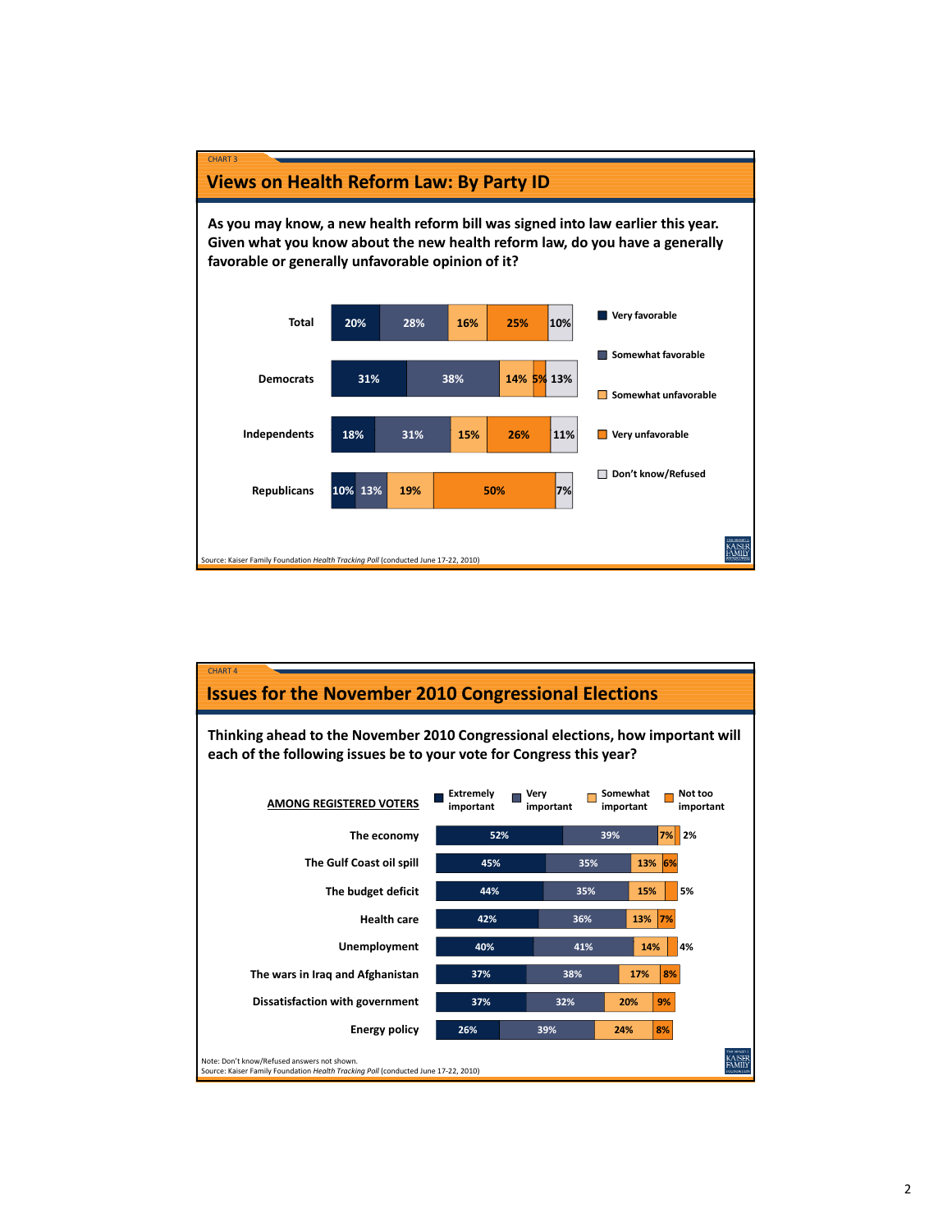CHART 3

## Views on Health Reform Law: By Party ID

**As you may know, a new health reform bill was signed into law earlier this year. Given what you know about the new health reform law, do you have a generally favorable or generally unfavorable opinion of it?**

Very favorable
Somewhat favorable
Somewhat unfavorable
Very unfavorable
Don't know/Refused

Total: 20% 28% 16% 25% 10%
Democrats: 31% 38% 14% 5% 13%
Independents: 18% 31% 15% 26% 11%
Republicans: 10% 13% 19% 50% 7%

Source: Kaiser Family Foundation *Health Tracking Poll* (conducted June 17-22, 2010)

CHART 4

## Issues for the November 2010 Congressional Elections

**Thinking ahead to the November 2010 Congressional elections, how important will each of the following issues be to your vote for Congress this year?**

AMONG REGISTERED VOTERS

Extremely important
Very important
Somewhat important
Not too important

The economy: 52% 39% 7% 2%
The Gulf Coast oil spill: 45% 35% 13% 6%
The budget deficit: 44% 35% 15% 5%
Health care: 42% 36% 13% 7%
Unemployment: 40% 41% 14% 4%
The wars in Iraq and Afghanistan: 37% 38% 17% 8%
Dissatisfaction with government: 37% 32% 20% 9%
Energy policy: 26% 39% 24% 8%

Note: Don't know/Refused answers not shown.
Source: Kaiser Family Foundation *Health Tracking Poll* (conducted June 17-22, 2010)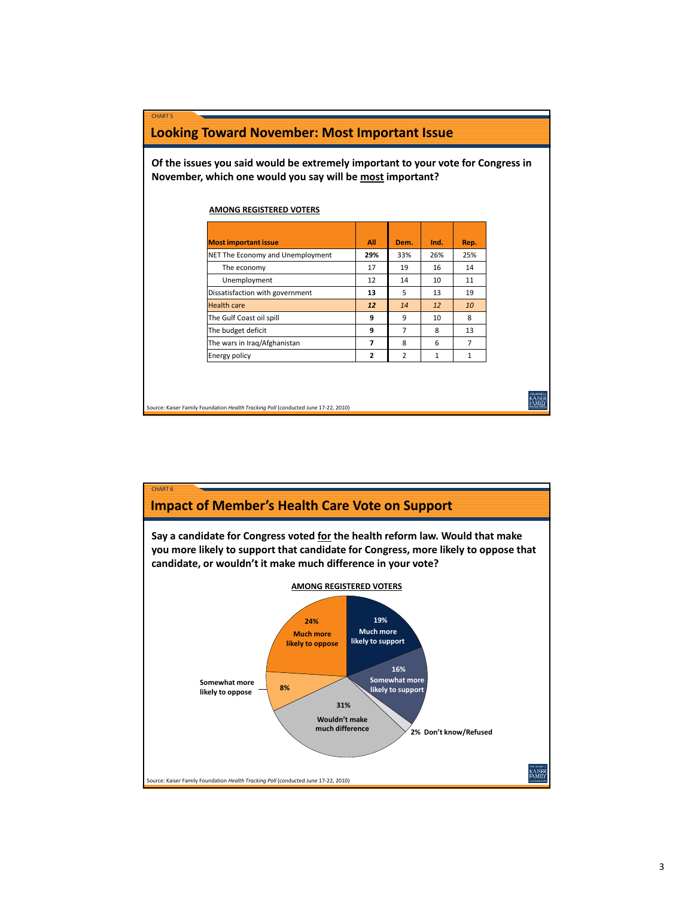CHART 5

## Looking Toward November: Most Important Issue

**Of the issues you said would be extremely important to your vote for Congress in November, which one would you say will be <u>most</u> important?**

**AMONG REGISTERED VOTERS**

| Most important issue | All | Dem. | Ind. | Rep. |
|---|---|---|---|---|
| NET The Economy and Unemployment | **29%** | 33% | 26% | 25% |
| The economy | 17 | 19 | 16 | 14 |
| Unemployment | 12 | 14 | 10 | 11 |
| Dissatisfaction with government | **13** | 5 | 13 | 19 |
| Health care | ***12*** | *14* | *12* | *10* |
| The Gulf Coast oil spill | **9** | 9 | 10 | 8 |
| The budget deficit | **9** | 7 | 8 | 13 |
| The wars in Iraq/Afghanistan | **7** | 8 | 6 | 7 |
| Energy policy | **2** | 2 | 1 | 1 |

Source: Kaiser Family Foundation *Health Tracking Poll* (conducted June 17-22, 2010)

CHART 6

## Impact of Member's Health Care Vote on Support

**Say a candidate for Congress voted <u>for</u> the health reform law. Would that make you more likely to support that candidate for Congress, more likely to oppose that candidate, or wouldn't it make much difference in your vote?**

**AMONG REGISTERED VOTERS**

19% Much more likely to support

16% Somewhat more likely to support

2% Don't know/Refused

31% Wouldn't make much difference

8% Somewhat more likely to oppose

24% Much more likely to oppose

Source: Kaiser Family Foundation *Health Tracking Poll* (conducted June 17-22, 2010)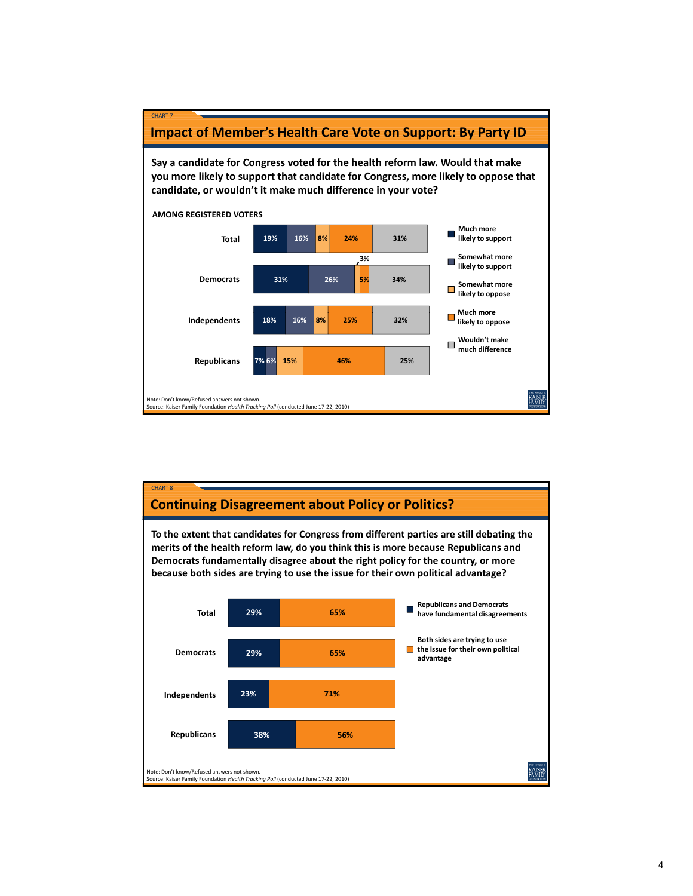CHART 7

## Impact of Member's Health Care Vote on Support: By Party ID

**Say a candidate for Congress voted for the health reform law. Would that make you more likely to support that candidate for Congress, more likely to oppose that candidate, or wouldn't it make much difference in your vote?**

AMONG REGISTERED VOTERS

Total 19% 16% 8% 24% 31%

Democrats 31% 26% 3% 5% 34%

Independents 18% 16% 8% 25% 32%

Republicans 7% 6% 15% 46% 25%

Much more likely to support

Somewhat more likely to support

Somewhat more likely to oppose

Much more likely to oppose

Wouldn't make much difference

Note: Don't know/Refused answers not shown.
Source: Kaiser Family Foundation *Health Tracking Poll* (conducted June 17-22, 2010)

CHART 8

## Continuing Disagreement about Policy or Politics?

**To the extent that candidates for Congress from different parties are still debating the merits of the health reform law, do you think this is more because Republicans and Democrats fundamentally disagree about the right policy for the country, or more because both sides are trying to use the issue for their own political advantage?**

Total 29% 65%

Democrats 29% 65%

Independents 23% 71%

Republicans 38% 56%

Republicans and Democrats have fundamental disagreements

Both sides are trying to use the issue for their own political advantage

Note: Don't know/Refused answers not shown.
Source: Kaiser Family Foundation *Health Tracking Poll* (conducted June 17-22, 2010)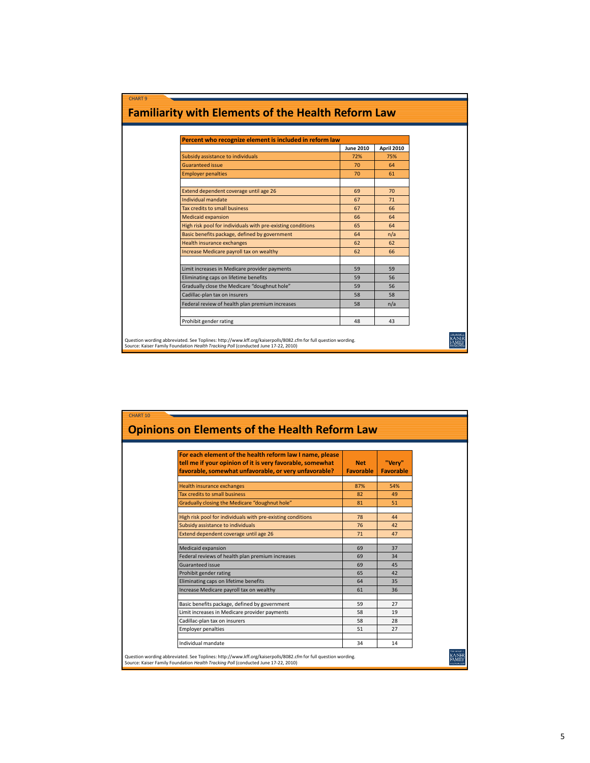CHART 9

## Familiarity with Elements of the Health Reform Law

| Percent who recognize element is included in reform law | June 2010 | April 2010 |
|---|---|---|
| Subsidy assistance to individuals | 72% | 75% |
| Guaranteed issue | 70 | 64 |
| Employer penalties | 70 | 61 |
| | | |
| Extend dependent coverage until age 26 | 69 | 70 |
| Individual mandate | 67 | 71 |
| Tax credits to small business | 67 | 66 |
| Medicaid expansion | 66 | 64 |
| High risk pool for individuals with pre-existing conditions | 65 | 64 |
| Basic benefits package, defined by government | 64 | n/a |
| Health insurance exchanges | 62 | 62 |
| Increase Medicare payroll tax on wealthy | 62 | 66 |
| | | |
| Limit increases in Medicare provider payments | 59 | 59 |
| Eliminating caps on lifetime benefits | 59 | 56 |
| Gradually close the Medicare "doughnut hole" | 59 | 56 |
| Cadillac-plan tax on insurers | 58 | 58 |
| Federal review of health plan premium increases | 58 | n/a |
| | | |
| Prohibit gender rating | 48 | 43 |

Question wording abbreviated. See Toplines: http://www.kff.org/kaiserpolls/8082.cfm for full question wording.
Source: Kaiser Family Foundation *Health Tracking Poll* (conducted June 17-22, 2010)

CHART 10

## Opinions on Elements of the Health Reform Law

| For each element of the health reform law I name, please tell me if your opinion of it is very favorable, somewhat favorable, somewhat unfavorable, or very unfavorable? | Net Favorable | "Very" Favorable |
|---|---|---|
| | | |
| Health insurance exchanges | 87% | 54% |
| Tax credits to small business | 82 | 49 |
| Gradually closing the Medicare "doughnut hole" | 81 | 51 |
| | | |
| High risk pool for individuals with pre-existing conditions | 78 | 44 |
| Subsidy assistance to individuals | 76 | 42 |
| Extend dependent coverage until age 26 | 71 | 47 |
| | | |
| Medicaid expansion | 69 | 37 |
| Federal reviews of health plan premium increases | 69 | 34 |
| Guaranteed issue | 69 | 45 |
| Prohibit gender rating | 65 | 42 |
| Eliminating caps on lifetime benefits | 64 | 35 |
| Increase Medicare payroll tax on wealthy | 61 | 36 |
| | | |
| Basic benefits package, defined by government | 59 | 27 |
| Limit increases in Medicare provider payments | 58 | 19 |
| Cadillac-plan tax on insurers | 58 | 28 |
| Employer penalties | 51 | 27 |
| | | |
| Individual mandate | 34 | 14 |

Question wording abbreviated. See Toplines: http://www.kff.org/kaiserpolls/8082.cfm for full question wording.
Source: Kaiser Family Foundation *Health Tracking Poll* (conducted June 17-22, 2010)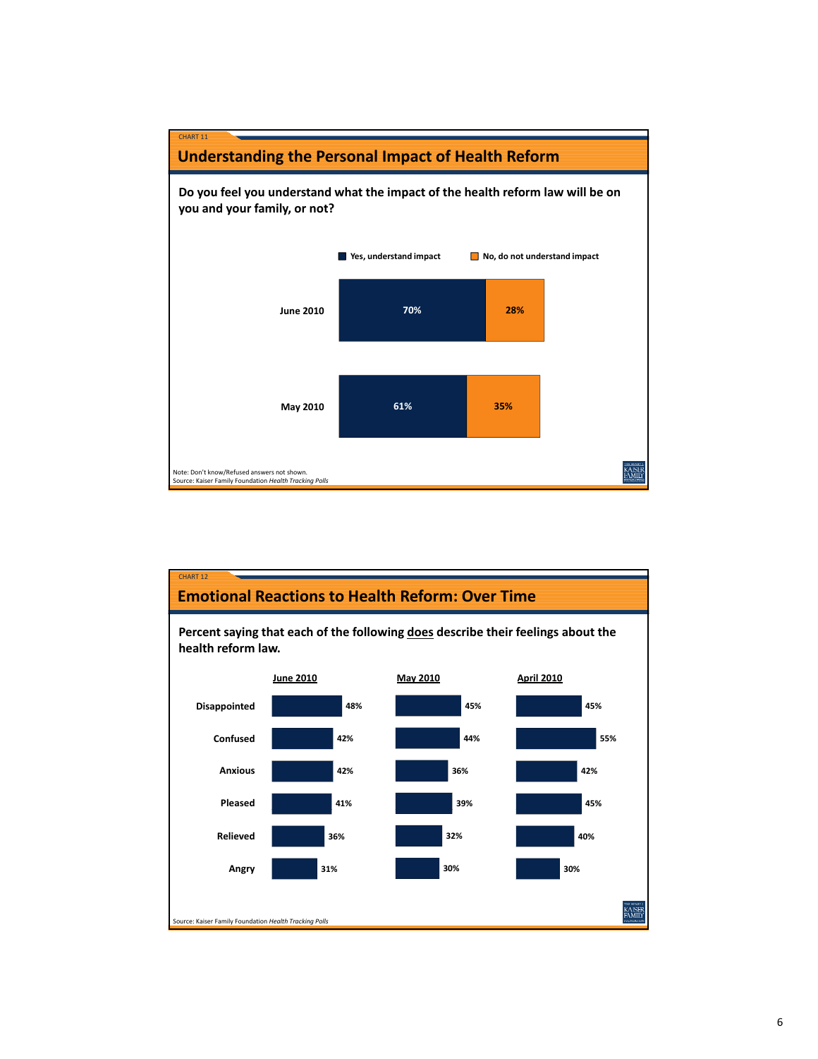CHART 11

## Understanding the Personal Impact of Health Reform

**Do you feel you understand what the impact of the health reform law will be on you and your family, or not?**

Yes, understand impact
No, do not understand impact

June 2010
70%
28%

May 2010
61%
35%

Note: Don't know/Refused answers not shown.
Source: Kaiser Family Foundation *Health Tracking Polls*

CHART 12

## Emotional Reactions to Health Reform: Over Time

**Percent saying that each of the following does describe their feelings about the health reform law.**

June 2010
May 2010
April 2010

Disappointed
48%
45%
45%

Confused
42%
44%
55%

Anxious
42%
36%
42%

Pleased
41%
39%
45%

Relieved
36%
32%
40%

Angry
31%
30%
30%

Source: Kaiser Family Foundation *Health Tracking Polls*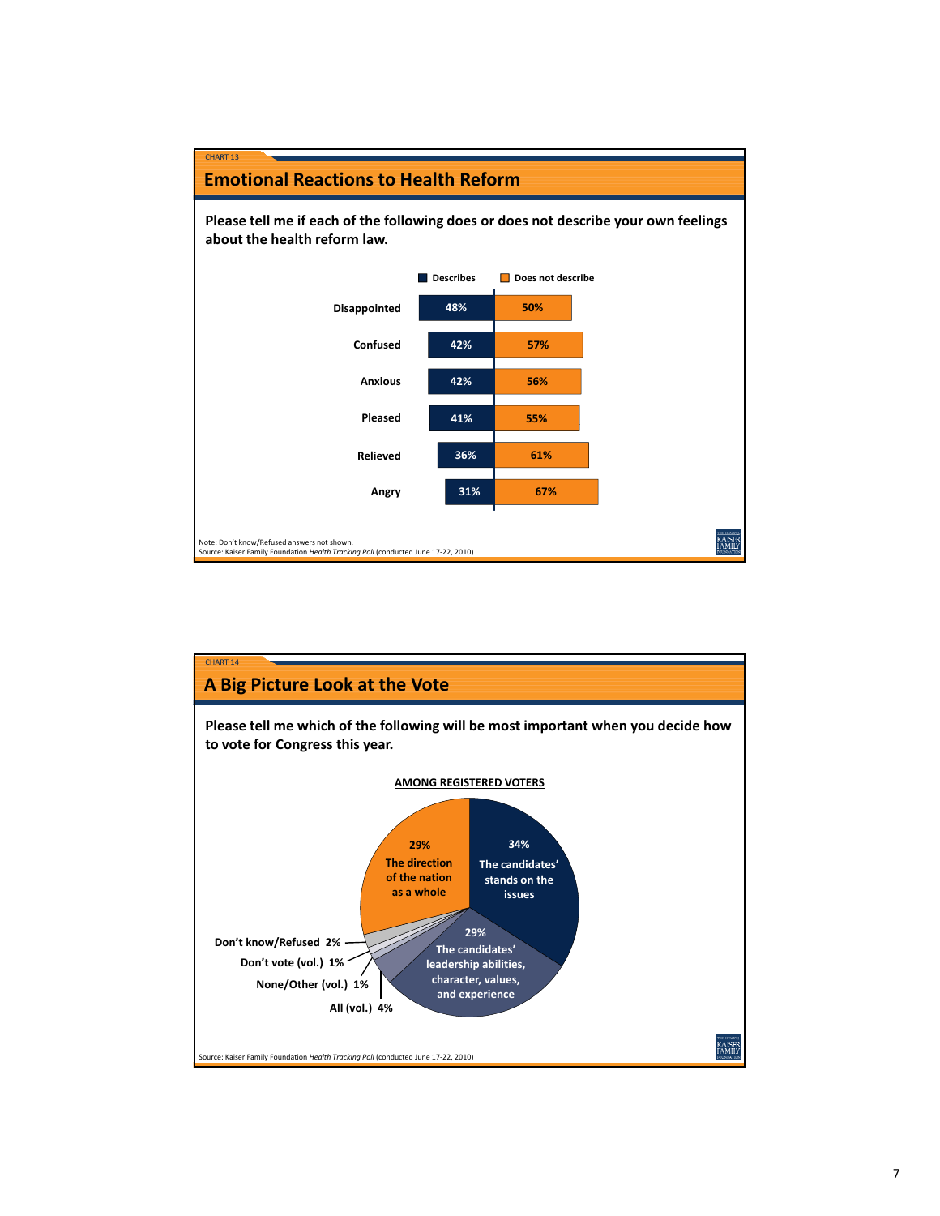CHART 13

## Emotional Reactions to Health Reform

**Please tell me if each of the following does or does not describe your own feelings about the health reform law.**

Describes
Does not describe

Disappointed 48% 50%
Confused 42% 57%
Anxious 42% 56%
Pleased 41% 55%
Relieved 36% 61%
Angry 31% 67%

Note: Don't know/Refused answers not shown.
Source: Kaiser Family Foundation *Health Tracking Poll* (conducted June 17-22, 2010)

CHART 14

## A Big Picture Look at the Vote

**Please tell me which of the following will be most important when you decide how to vote for Congress this year.**

AMONG REGISTERED VOTERS

34% The candidates' stands on the issues
29% The candidates' leadership abilities, character, values, and experience
29% The direction of the nation as a whole
Don't know/Refused 2%
Don't vote (vol.) 1%
None/Other (vol.) 1%
All (vol.) 4%

Source: Kaiser Family Foundation *Health Tracking Poll* (conducted June 17-22, 2010)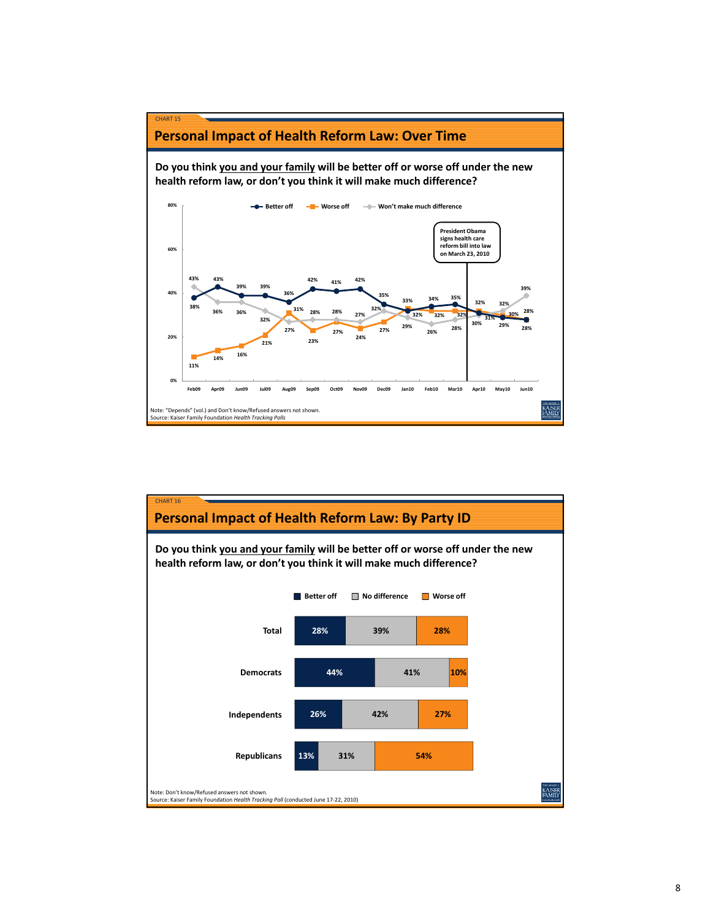CHART 15

## Personal Impact of Health Reform Law: Over Time

**Do you think you and your family will be better off or worse off under the new health reform law, or don't you think it will make much difference?**

80%
60%
40%
20%
0%

Better off
Worse off
Won't make much difference

President Obama signs health care reform bill into law on March 23, 2010

43%
43%
39%
39%
36%
42%
41%
42%
35%
33%
34%
35%
32%
32%
39%
38%
36%
36%
32%
31%
28%
28%
27%
32%
32%
32%
32%
31%
30%
28%
27%
27%
27%
29%
26%
28%
30%
29%
28%
21%
23%
24%
16%
14%
11%

Feb09 Apr09 Jun09 Jul09 Aug09 Sep09 Oct09 Nov09 Dec09 Jan10 Feb10 Mar10 Apr10 May10 Jun10

Note: "Depends" (vol.) and Don't know/Refused answers not shown.
Source: Kaiser Family Foundation *Health Tracking Polls*

CHART 16

## Personal Impact of Health Reform Law: By Party ID

**Do you think you and your family will be better off or worse off under the new health reform law, or don't you think it will make much difference?**

Better off
No difference
Worse off

Total
28%
39%
28%

Democrats
44%
41%
10%

Independents
26%
42%
27%

Republicans
13%
31%
54%

Note: Don't know/Refused answers not shown.
Source: Kaiser Family Foundation *Health Tracking Poll* (conducted June 17-22, 2010)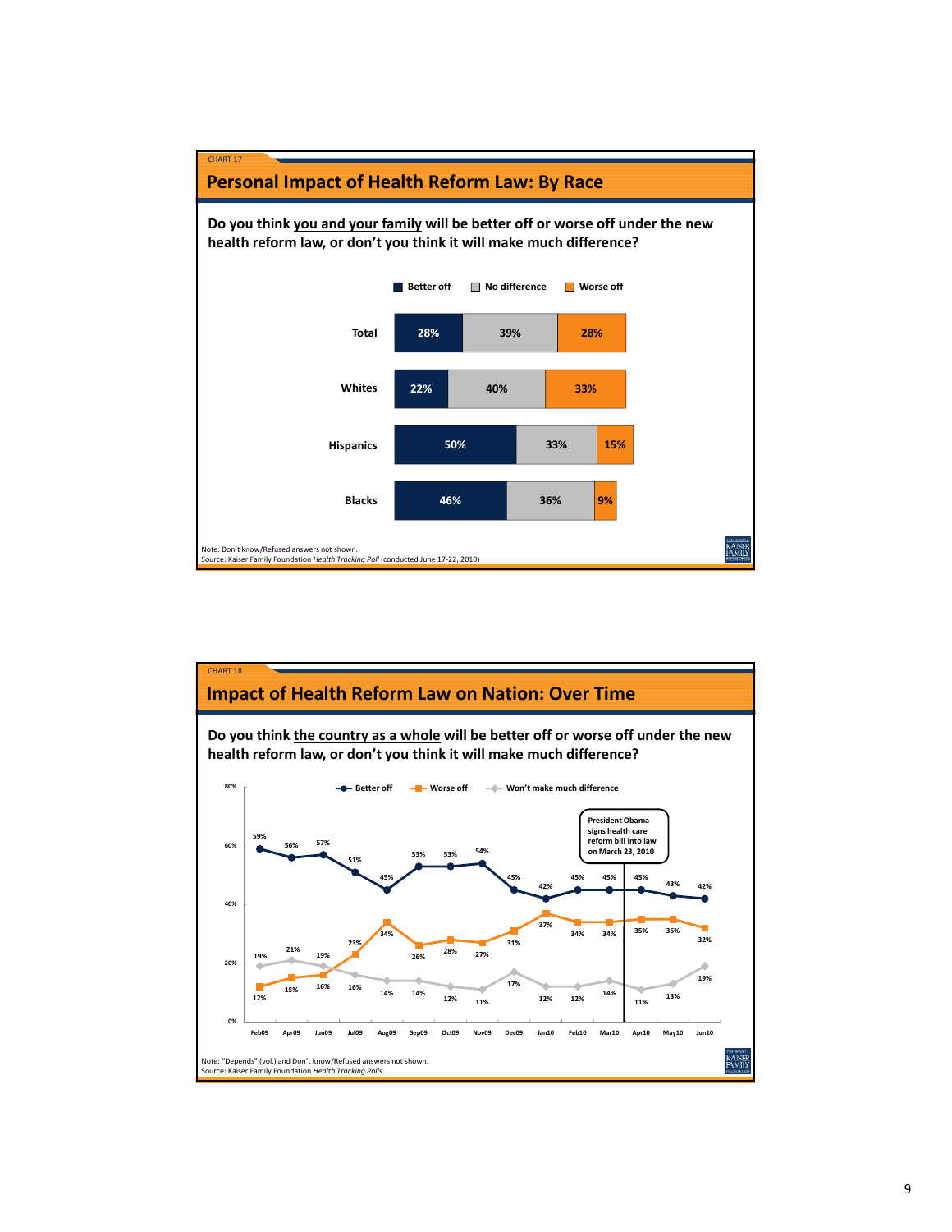CHART 17

## Personal Impact of Health Reform Law: By Race

**Do you think you and your family will be better off or worse off under the new health reform law, or don't you think it will make much difference?**

Better off
No difference
Worse off

Total
28%
39%
28%

Whites
22%
40%
33%

Hispanics
50%
33%
15%

Blacks
46%
36%
9%

Note: Don't know/Refused answers not shown.
Source: Kaiser Family Foundation *Health Tracking Poll* (conducted June 17-22, 2010)

CHART 18

## Impact of Health Reform Law on Nation: Over Time

**Do you think the country as a whole will be better off or worse off under the new health reform law, or don't you think it will make much difference?**

Better off
Worse off
Won't make much difference

President Obama signs health care reform bill into law on March 23, 2010

80%
60%
40%
20%
0%

Feb09 Apr09 Jun09 Jul09 Aug09 Sep09 Oct09 Nov09 Dec09 Jan10 Feb10 Mar10 Apr10 May10 Jun10

59% 56% 57% 51% 45% 53% 53% 54% 45% 42% 45% 45% 45% 43% 42%

12% 15% 16% 23% 34% 26% 28% 27% 31% 37% 34% 34% 35% 35% 32%

19% 21% 19% 16% 14% 14% 12% 11% 17% 12% 12% 14% 11% 13% 19%

Note: "Depends" (vol.) and Don't know/Refused answers not shown.
Source: Kaiser Family Foundation *Health Tracking Polls*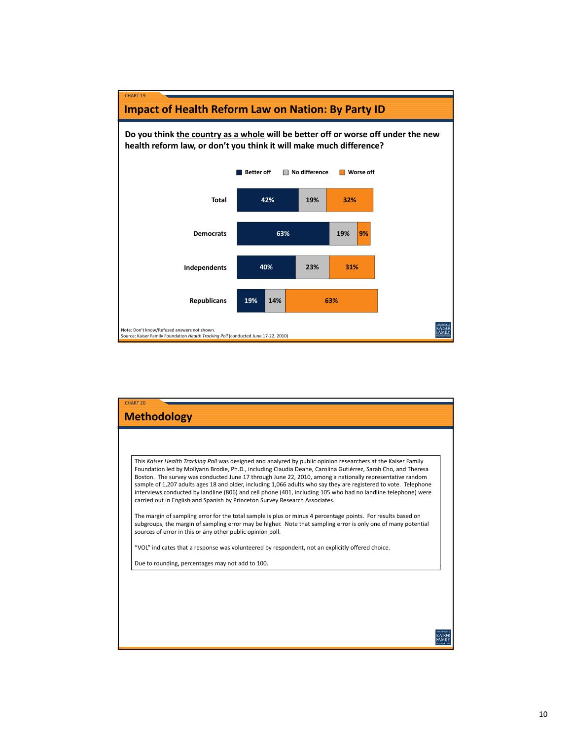CHART 19

## Impact of Health Reform Law on Nation: By Party ID

**Do you think the country as a whole will be better off or worse off under the new health reform law, or don't you think it will make much difference?**

Better off | No difference | Worse off

Total: 42% | 19% | 32%

Democrats: 63% | 19% | 9%

Independents: 40% | 23% | 31%

Republicans: 19% | 14% | 63%

Note: Don't know/Refused answers not shown.
Source: Kaiser Family Foundation *Health Tracking Poll* (conducted June 17-22, 2010)

CHART 20

## Methodology

This *Kaiser Health Tracking Poll* was designed and analyzed by public opinion researchers at the Kaiser Family Foundation led by Mollyann Brodie, Ph.D., including Claudia Deane, Carolina Gutiérrez, Sarah Cho, and Theresa Boston. The survey was conducted June 17 through June 22, 2010, among a nationally representative random sample of 1,207 adults ages 18 and older, including 1,066 adults who say they are registered to vote. Telephone interviews conducted by landline (806) and cell phone (401, including 105 who had no landline telephone) were carried out in English and Spanish by Princeton Survey Research Associates.

The margin of sampling error for the total sample is plus or minus 4 percentage points. For results based on subgroups, the margin of sampling error may be higher. Note that sampling error is only one of many potential sources of error in this or any other public opinion poll.

"VOL" indicates that a response was volunteered by respondent, not an explicitly offered choice.

Due to rounding, percentages may not add to 100.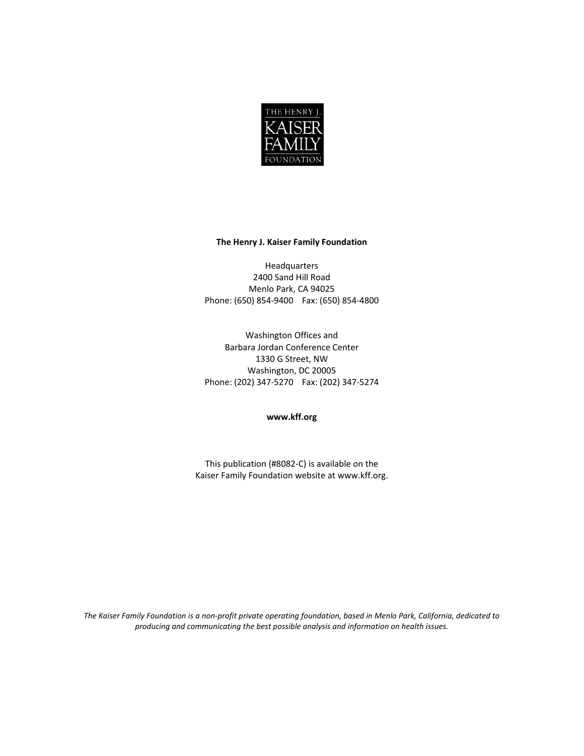THE HENRY J.
KAISER
FAMILY
FOUNDATION

**The Henry J. Kaiser Family Foundation**

Headquarters
2400 Sand Hill Road
Menlo Park, CA 94025
Phone: (650) 854-9400 Fax: (650) 854-4800

Washington Offices and
Barbara Jordan Conference Center
1330 G Street, NW
Washington, DC 20005
Phone: (202) 347-5270 Fax: (202) 347-5274

**www.kff.org**

This publication (#8082-C) is available on the
Kaiser Family Foundation website at www.kff.org.

*The Kaiser Family Foundation is a non-profit private operating foundation, based in Menlo Park, California, dedicated to producing and communicating the best possible analysis and information on health issues.*